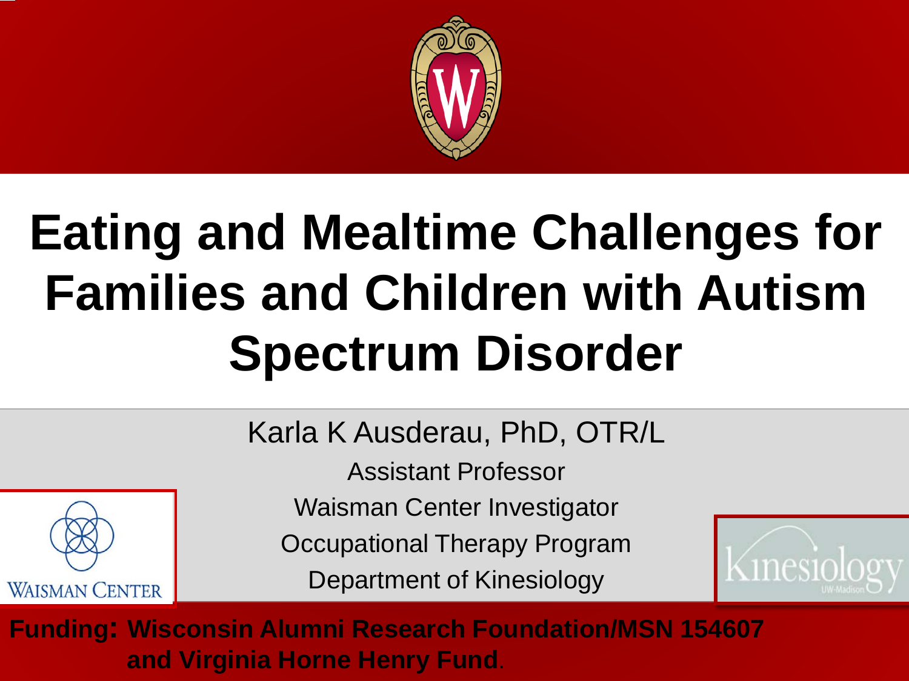# Eating and Mealtime Challenges for Families and Children with Autism Spectrum Disorder

Karla K Ausderau, PhD, OTR/L

Assistant Professor

Waisman Center Investigator

Occupational Therapy Program

Department of Kinesiology

WAISMAN CENTER

Kinesiology UW-Madison

**Funding: Wisconsin Alumni Research Foundation/MSN 154607 and Virginia Horne Henry Fund**.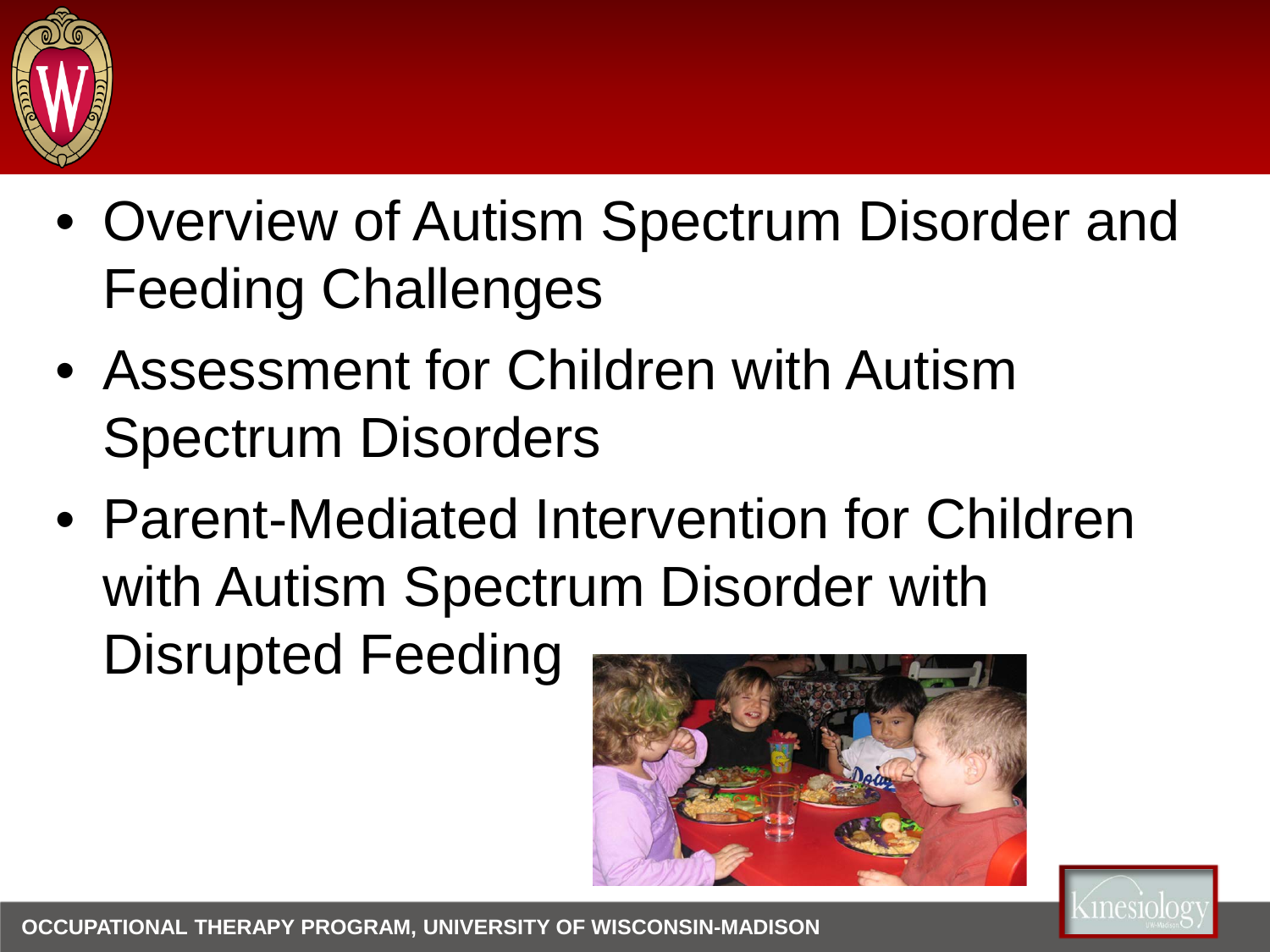- Overview of Autism Spectrum Disorder and Feeding Challenges
- Assessment for Children with Autism Spectrum Disorders
- Parent-Mediated Intervention for Children with Autism Spectrum Disorder with Disrupted Feeding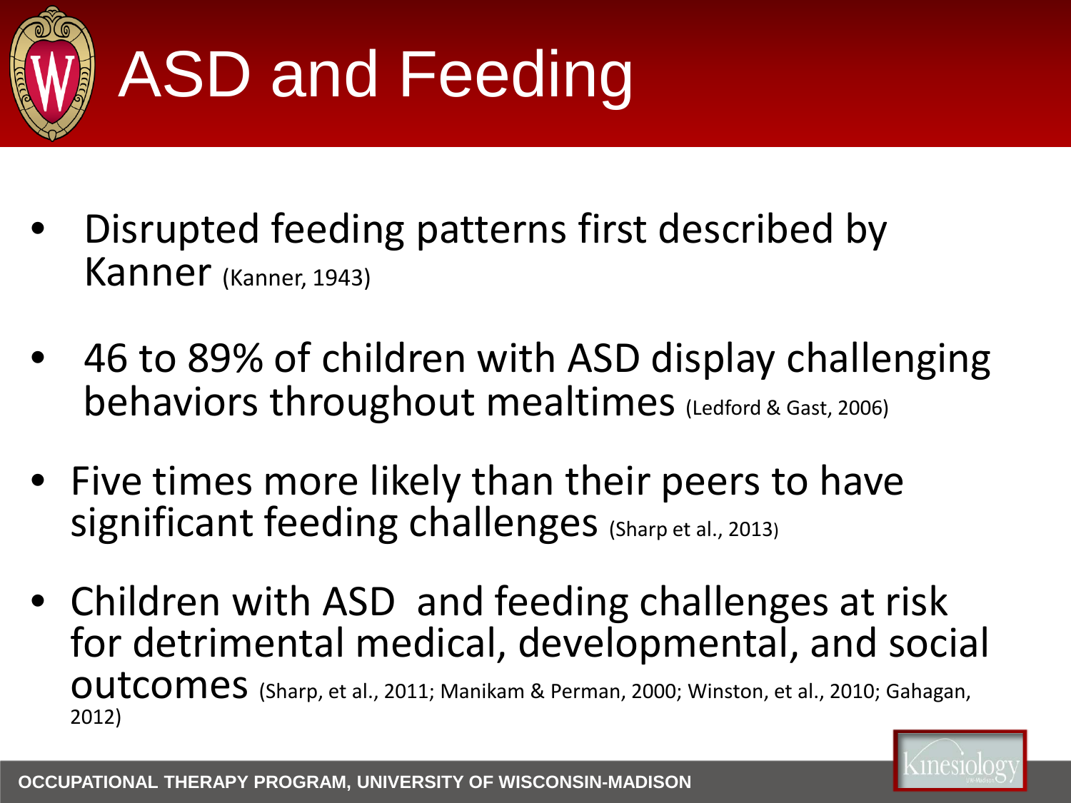# ASD and Feeding

- Disrupted feeding patterns first described by Kanner (Kanner, 1943)
- 46 to 89% of children with ASD display challenging behaviors throughout mealtimes (Ledford & Gast, 2006)
- Five times more likely than their peers to have significant feeding challenges (Sharp et al., 2013)
- Children with ASD and feeding challenges at risk for detrimental medical, developmental, and social outcomes (Sharp, et al., 2011; Manikam & Perman, 2000; Winston, et al., 2010; Gahagan, 2012)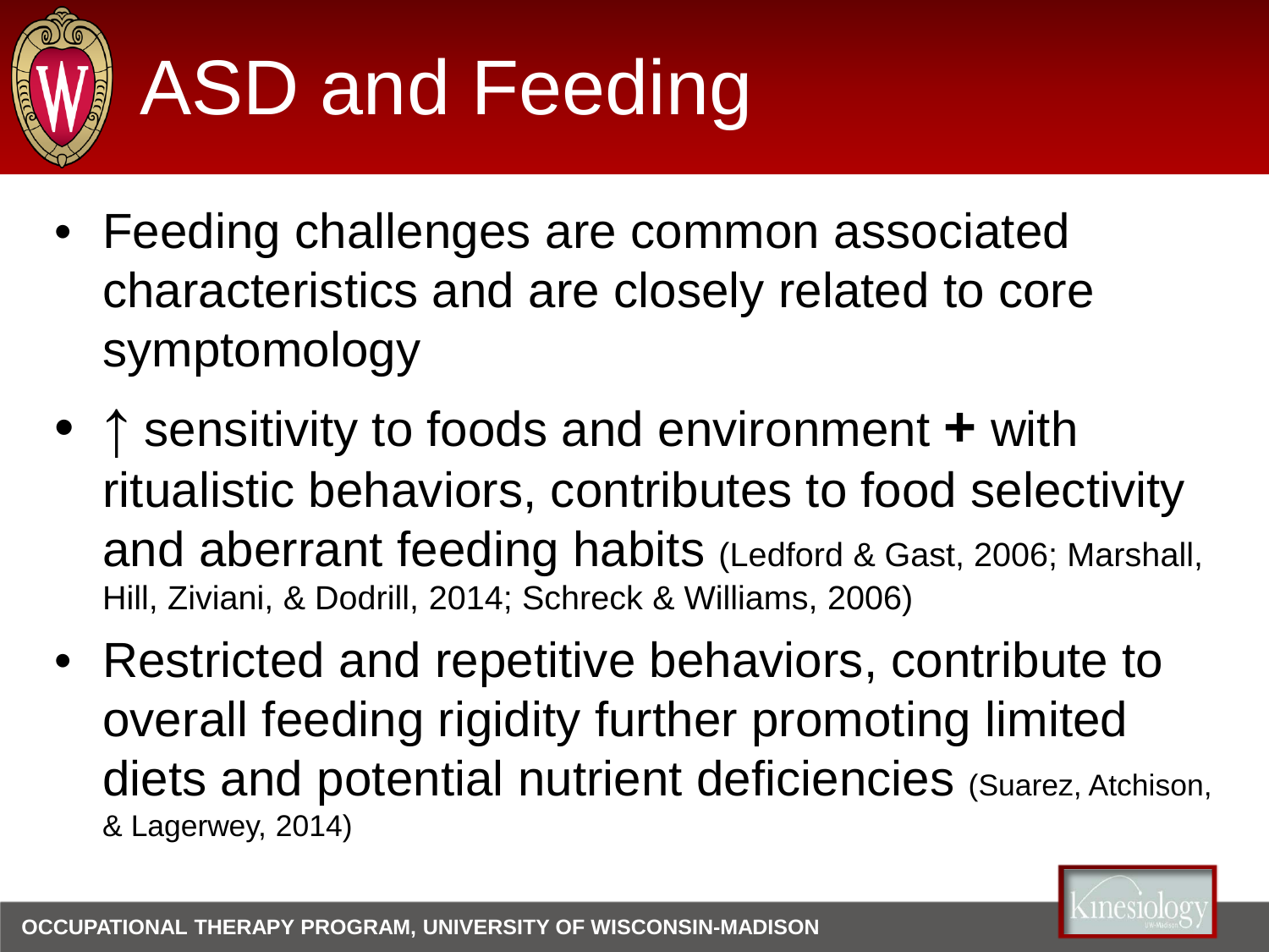# ASD and Feeding

- Feeding challenges are common associated characteristics and are closely related to core symptomology
- ↑ sensitivity to foods and environment **+** with ritualistic behaviors, contributes to food selectivity and aberrant feeding habits (Ledford & Gast, 2006; Marshall, Hill, Ziviani, & Dodrill, 2014; Schreck & Williams, 2006)
- Restricted and repetitive behaviors, contribute to overall feeding rigidity further promoting limited diets and potential nutrient deficiencies (Suarez, Atchison, & Lagerwey, 2014)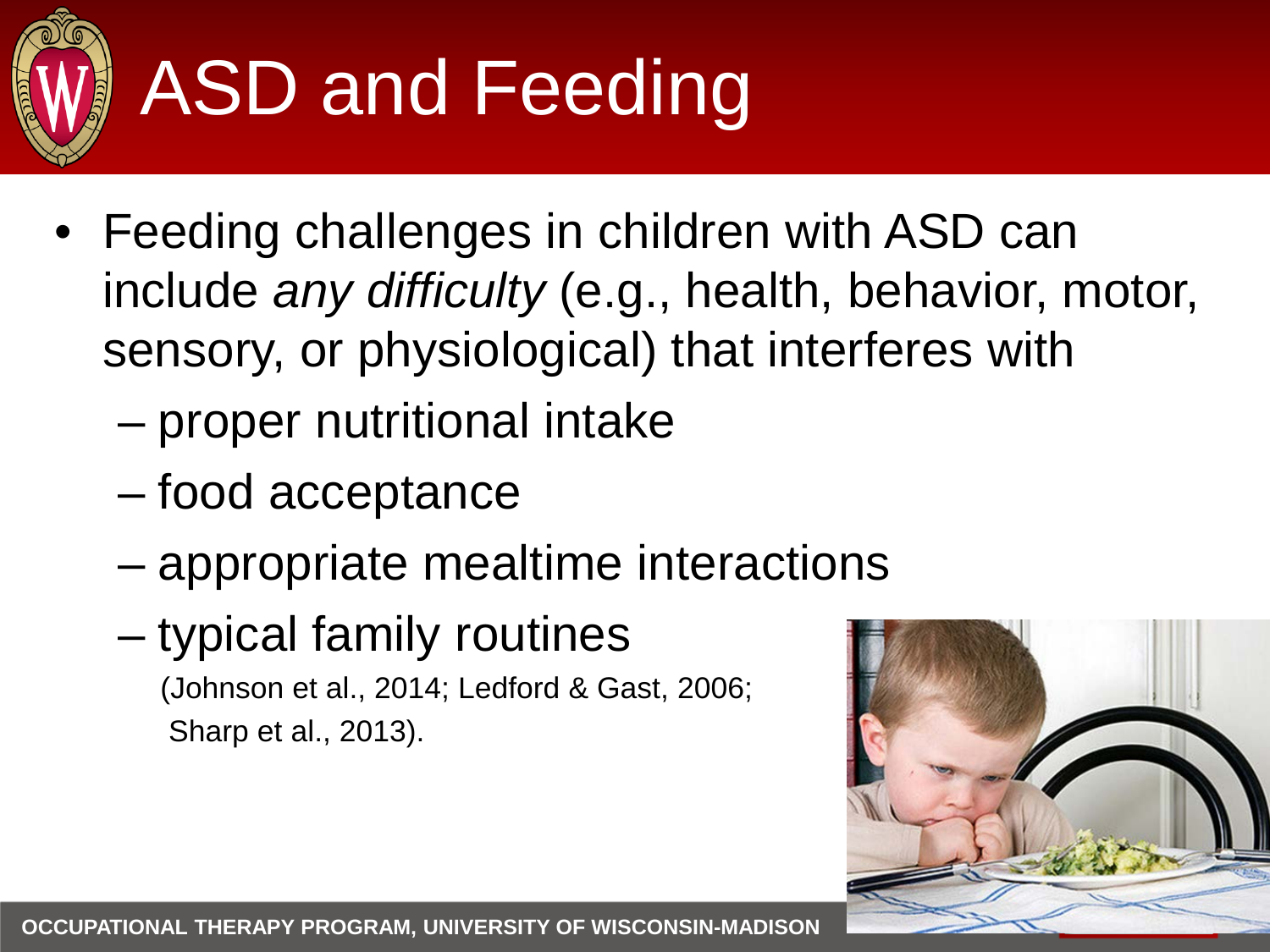# ASD and Feeding

- Feeding challenges in children with ASD can include *any difficulty* (e.g., health, behavior, motor, sensory, or physiological) that interferes with
  - proper nutritional intake
  - food acceptance
  - appropriate mealtime interactions
  - typical family routines

  (Johnson et al., 2014; Ledford & Gast, 2006; Sharp et al., 2013).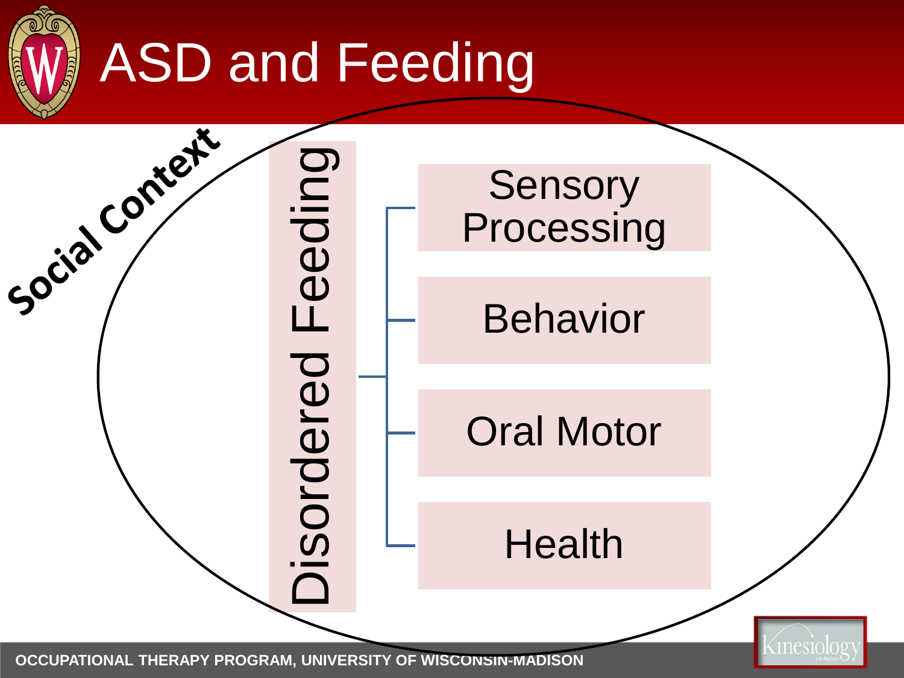# ASD and Feeding

Social Context

Disordered Feeding

- Sensory Processing
- Behavior
- Oral Motor
- Health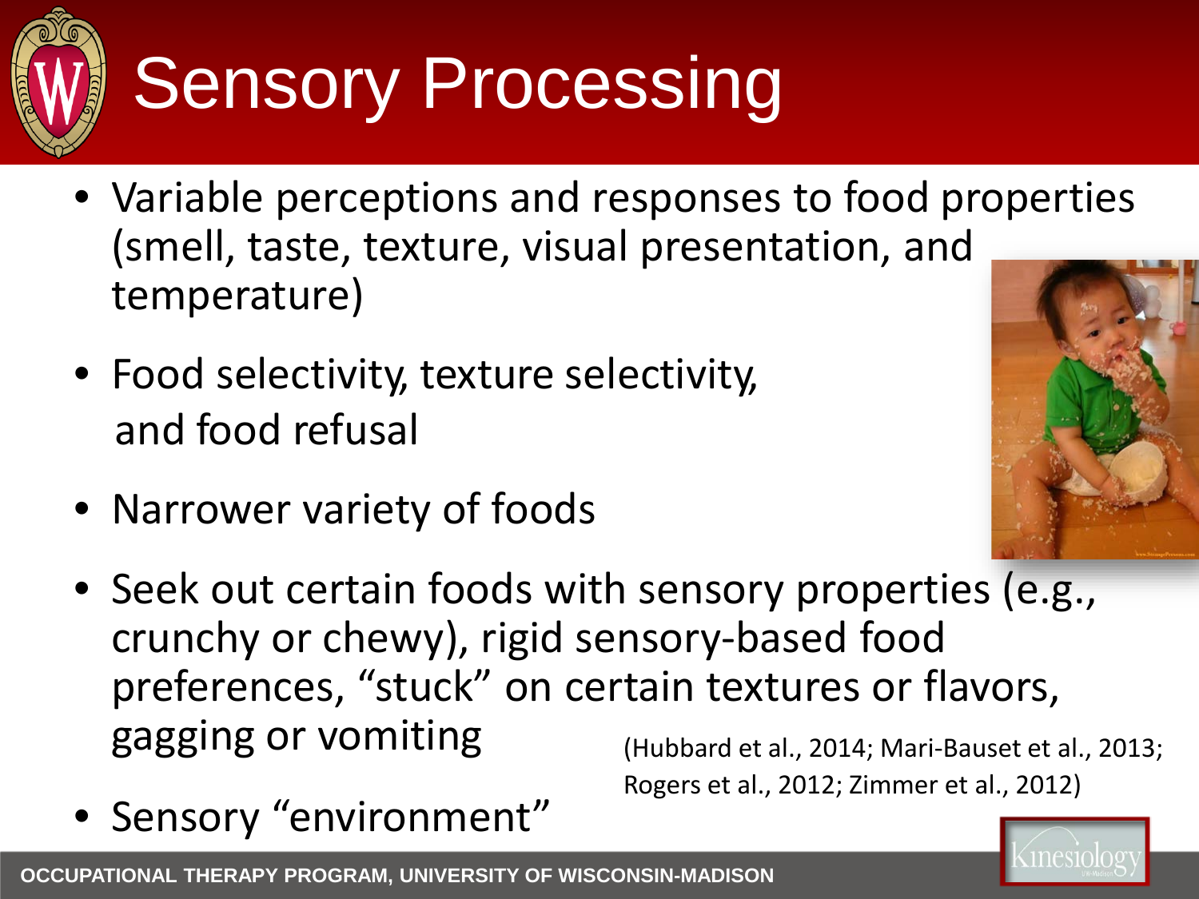# Sensory Processing

- Variable perceptions and responses to food properties (smell, taste, texture, visual presentation, and temperature)
- Food selectivity, texture selectivity, and food refusal
- Narrower variety of foods
- Seek out certain foods with sensory properties (e.g., crunchy or chewy), rigid sensory-based food preferences, "stuck" on certain textures or flavors, gagging or vomiting
- Sensory "environment"

(Hubbard et al., 2014; Mari-Bauset et al., 2013; Rogers et al., 2012; Zimmer et al., 2012)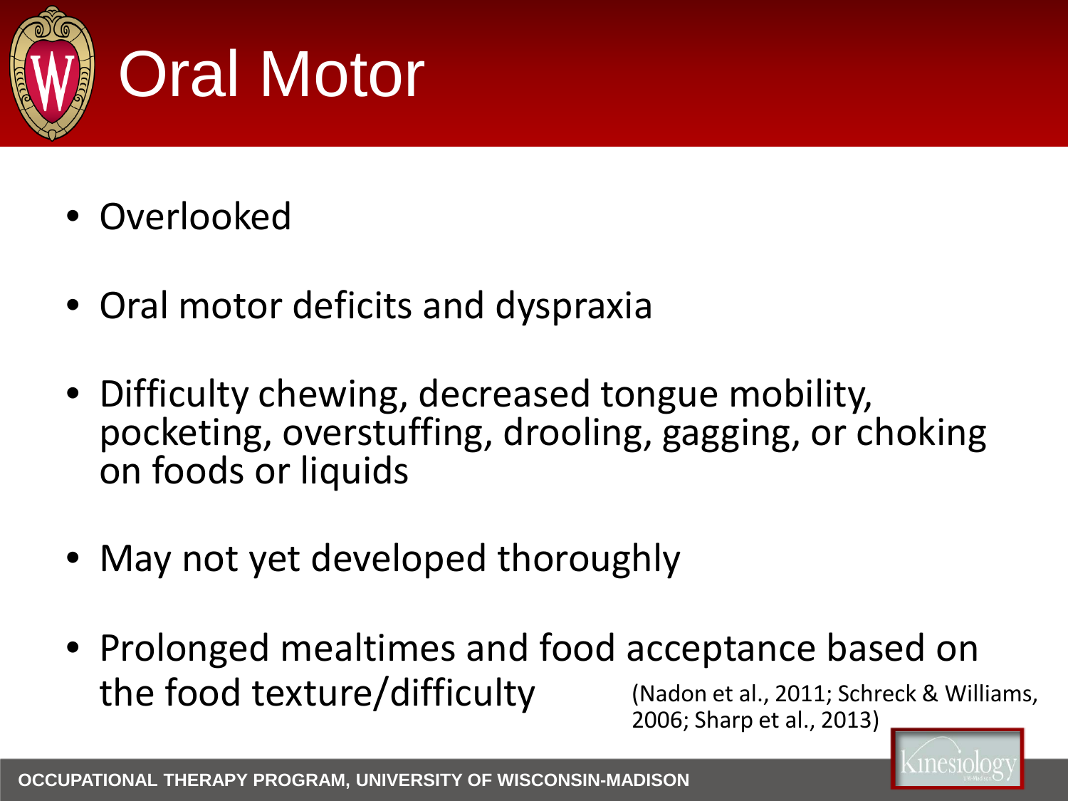# Oral Motor

- Overlooked
- Oral motor deficits and dyspraxia
- Difficulty chewing, decreased tongue mobility, pocketing, overstuffing, drooling, gagging, or choking on foods or liquids
- May not yet developed thoroughly
- Prolonged mealtimes and food acceptance based on the food texture/difficulty (Nadon et al., 2011; Schreck & Williams, 2006; Sharp et al., 2013)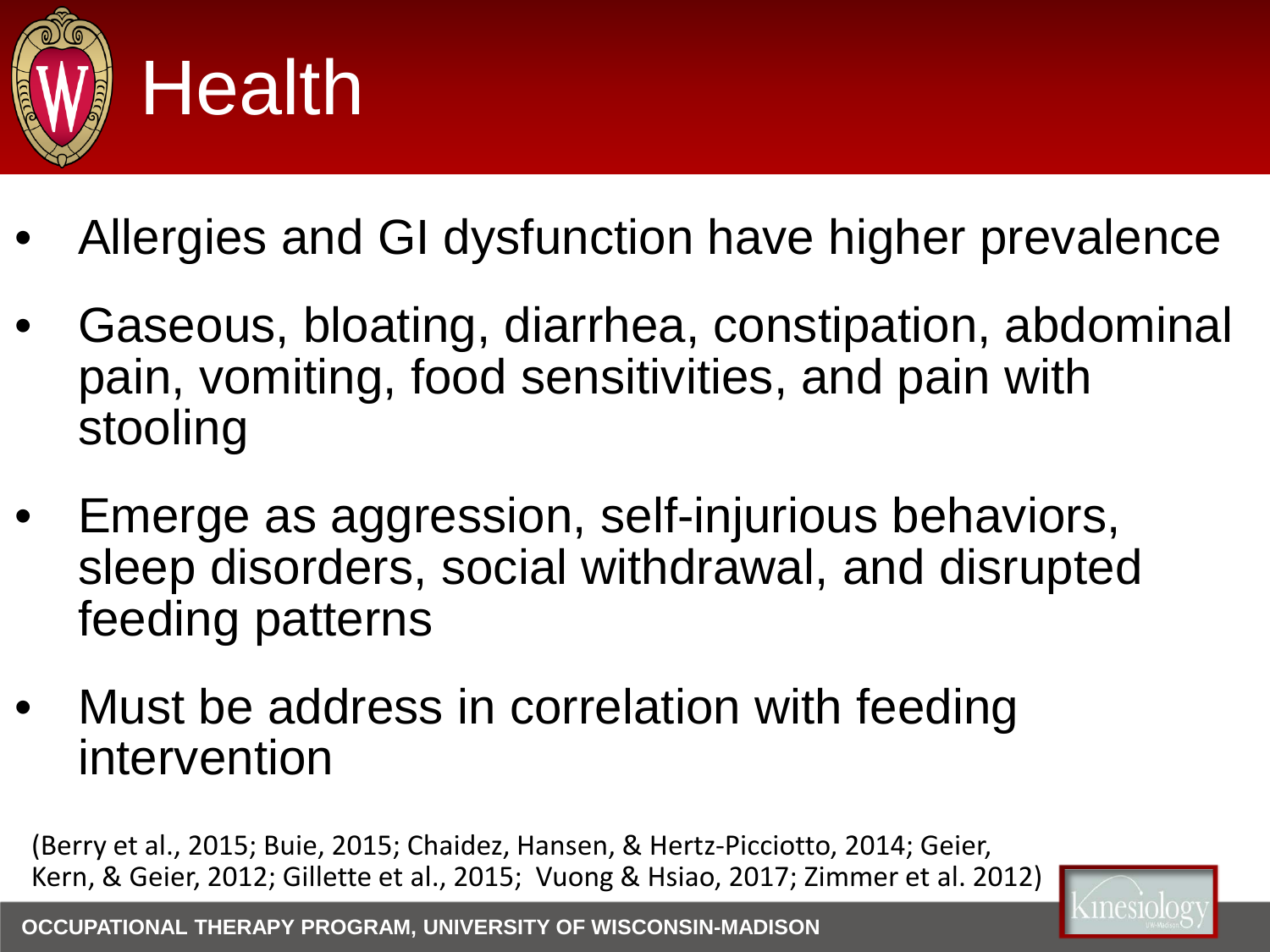# Health

- Allergies and GI dysfunction have higher prevalence
- Gaseous, bloating, diarrhea, constipation, abdominal pain, vomiting, food sensitivities, and pain with stooling
- Emerge as aggression, self-injurious behaviors, sleep disorders, social withdrawal, and disrupted feeding patterns
- Must be address in correlation with feeding intervention

(Berry et al., 2015; Buie, 2015; Chaidez, Hansen, & Hertz-Picciotto, 2014; Geier, Kern, & Geier, 2012; Gillette et al., 2015; Vuong & Hsiao, 2017; Zimmer et al. 2012)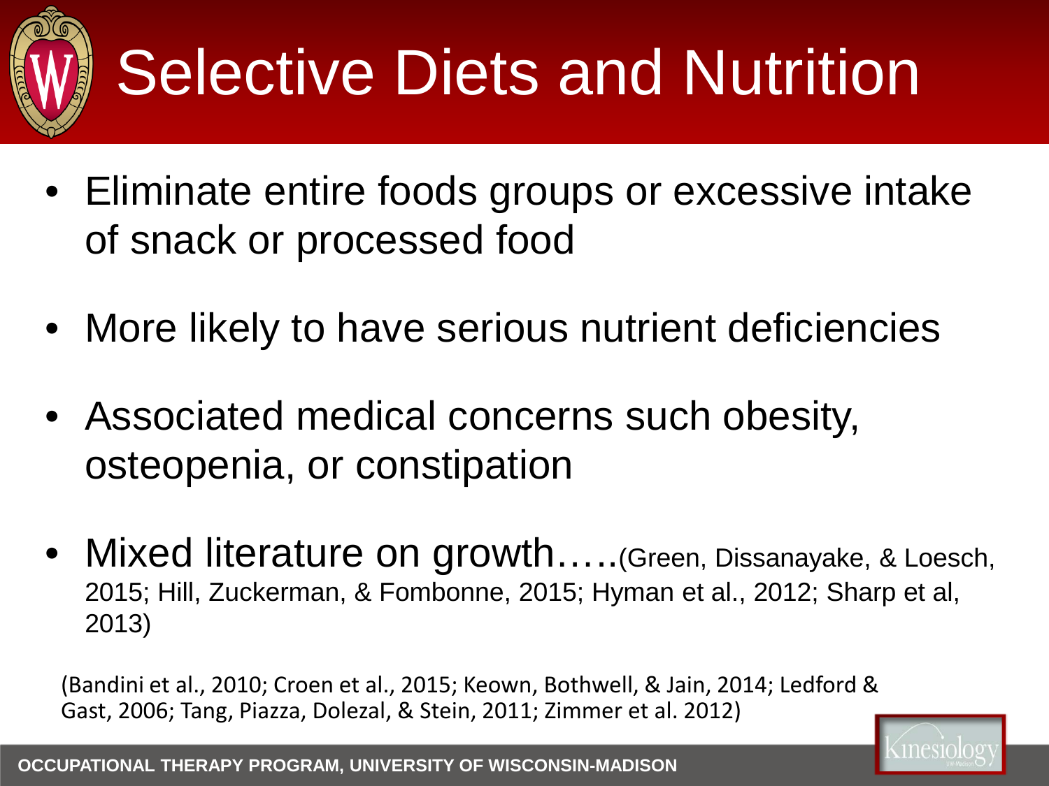# Selective Diets and Nutrition

- Eliminate entire foods groups or excessive intake of snack or processed food
- More likely to have serious nutrient deficiencies
- Associated medical concerns such obesity, osteopenia, or constipation
- Mixed literature on growth…..(Green, Dissanayake, & Loesch, 2015; Hill, Zuckerman, & Fombonne, 2015; Hyman et al., 2012; Sharp et al, 2013)

(Bandini et al., 2010; Croen et al., 2015; Keown, Bothwell, & Jain, 2014; Ledford & Gast, 2006; Tang, Piazza, Dolezal, & Stein, 2011; Zimmer et al. 2012)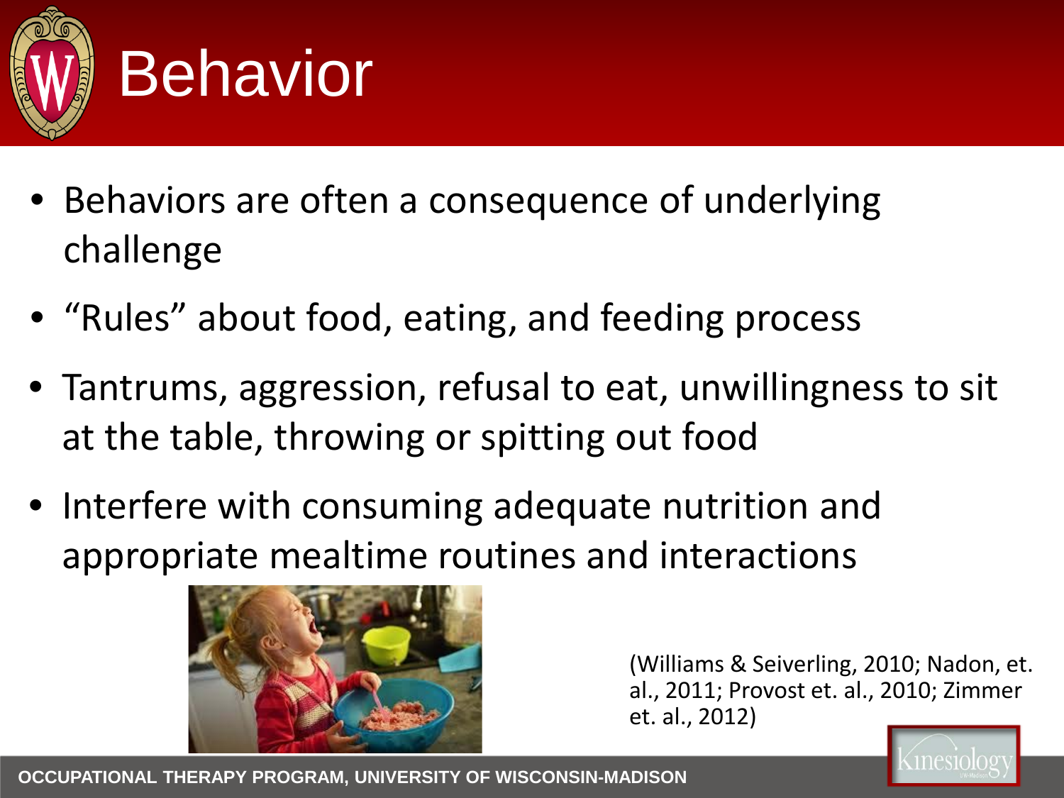# Behavior

- Behaviors are often a consequence of underlying challenge
- “Rules” about food, eating, and feeding process
- Tantrums, aggression, refusal to eat, unwillingness to sit at the table, throwing or spitting out food
- Interfere with consuming adequate nutrition and appropriate mealtime routines and interactions

(Williams & Seiverling, 2010; Nadon, et. al., 2011; Provost et. al., 2010; Zimmer et. al., 2012)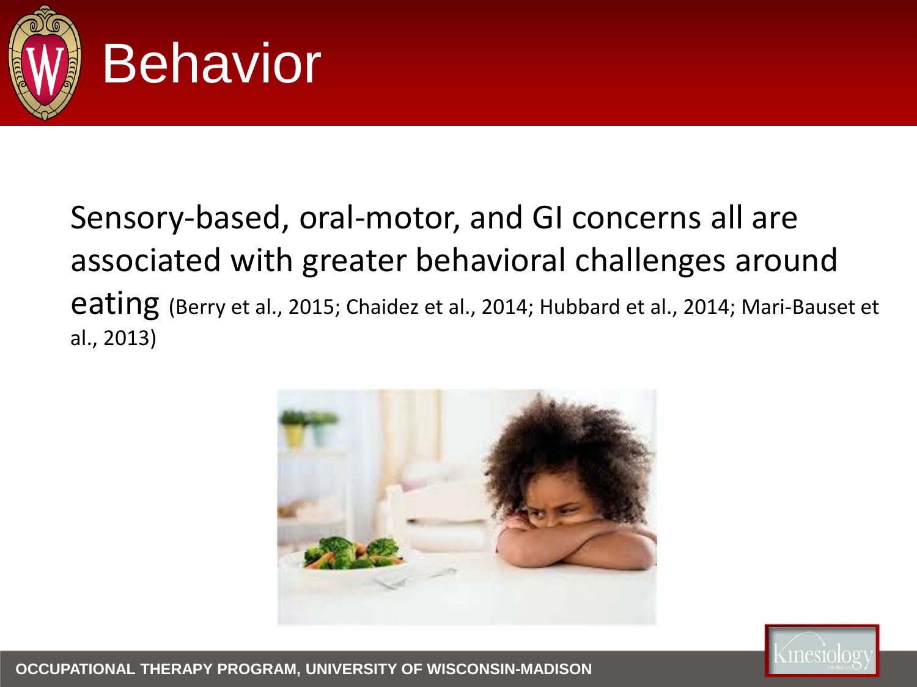# Behavior

Sensory-based, oral-motor, and GI concerns all are associated with greater behavioral challenges around eating (Berry et al., 2015; Chaidez et al., 2014; Hubbard et al., 2014; Mari-Bauset et al., 2013)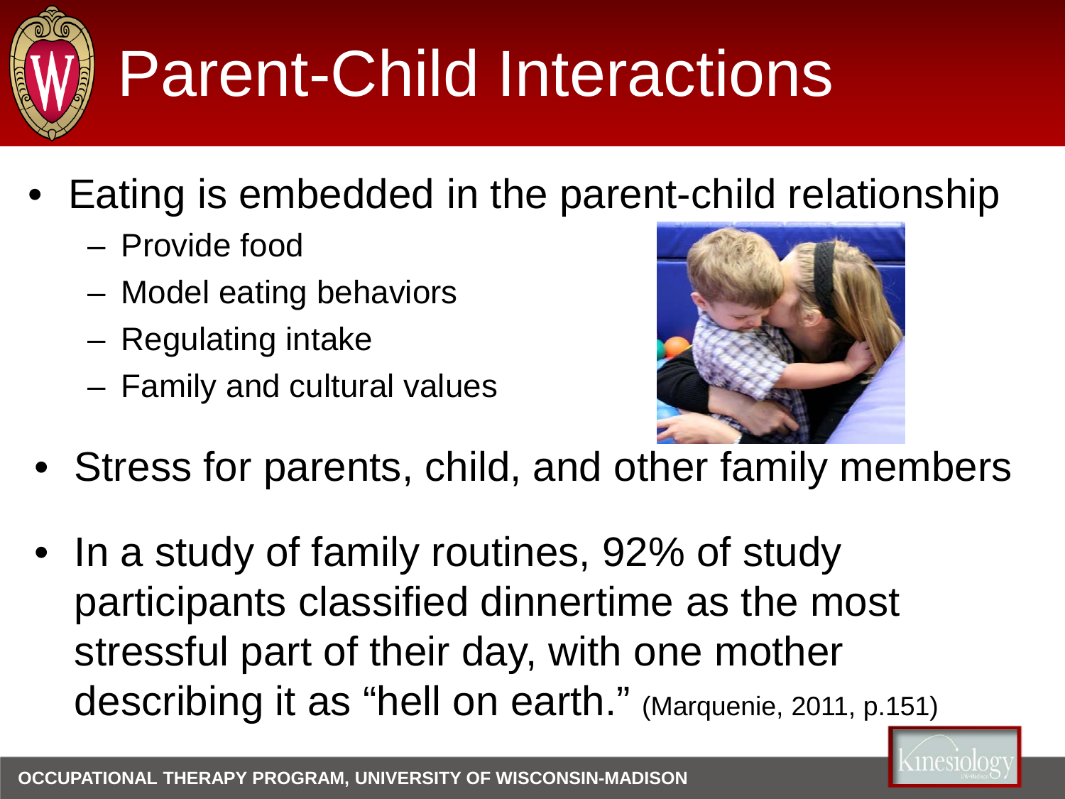# Parent-Child Interactions

- Eating is embedded in the parent-child relationship
  - Provide food
  - Model eating behaviors
  - Regulating intake
  - Family and cultural values
- Stress for parents, child, and other family members
- In a study of family routines, 92% of study participants classified dinnertime as the most stressful part of their day, with one mother describing it as "hell on earth." (Marquenie, 2011, p.151)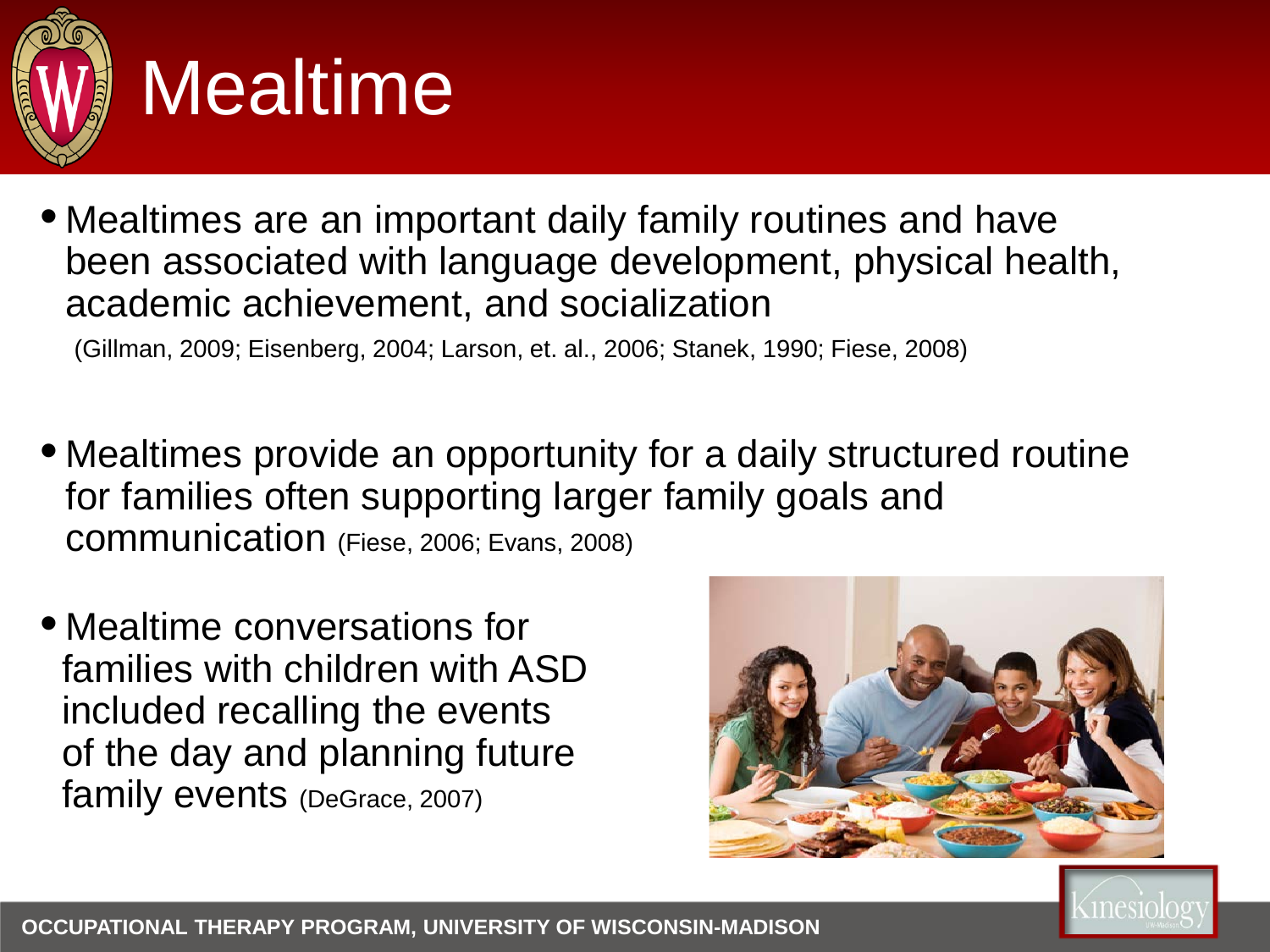# Mealtime

- Mealtimes are an important daily family routines and have been associated with language development, physical health, academic achievement, and socialization (Gillman, 2009; Eisenberg, 2004; Larson, et. al., 2006; Stanek, 1990; Fiese, 2008)

- Mealtimes provide an opportunity for a daily structured routine for families often supporting larger family goals and communication (Fiese, 2006; Evans, 2008)

- Mealtime conversations for families with children with ASD included recalling the events of the day and planning future family events (DeGrace, 2007)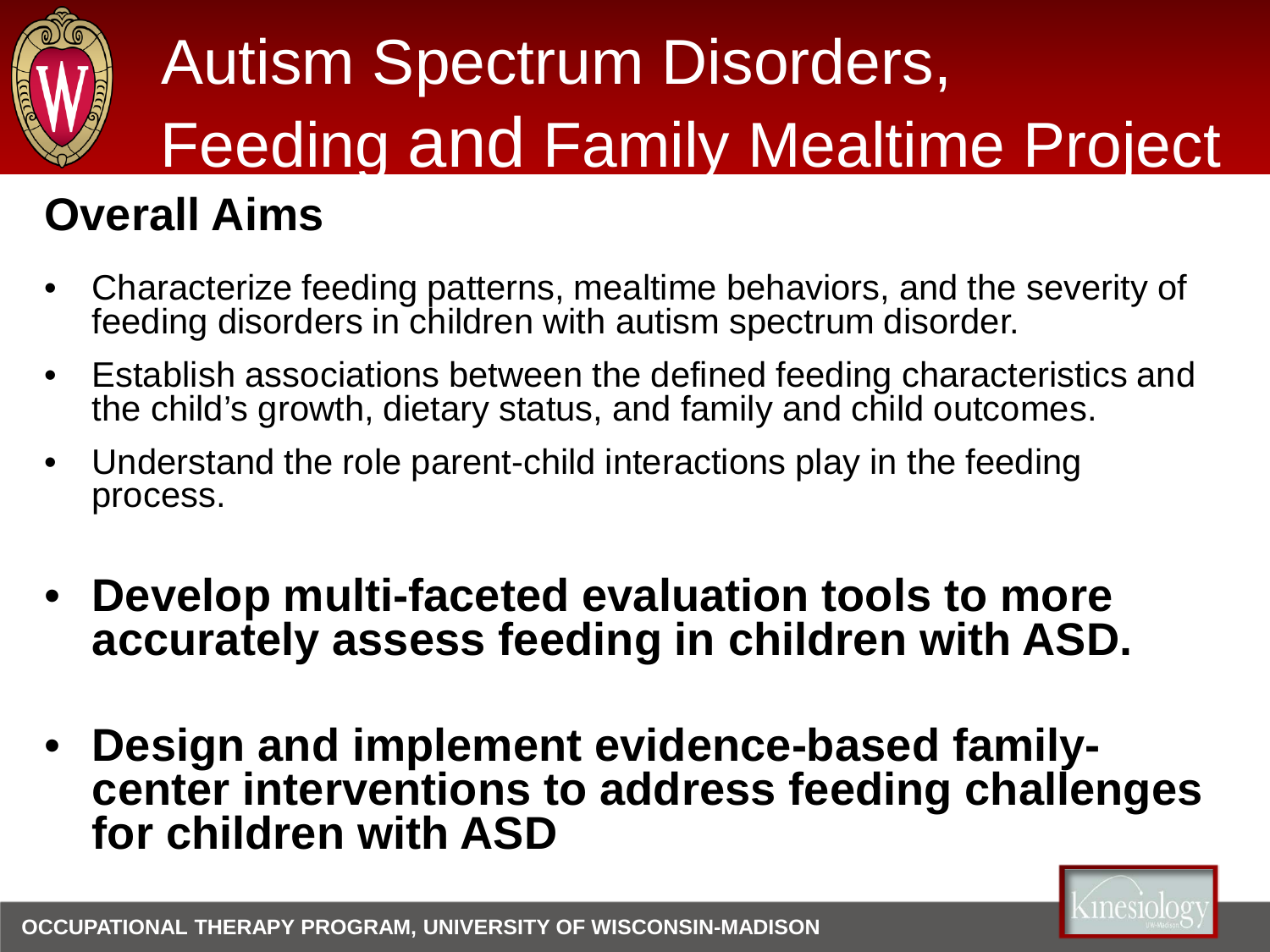# Autism Spectrum Disorders, Feeding and Family Mealtime Project

## Overall Aims

- Characterize feeding patterns, mealtime behaviors, and the severity of feeding disorders in children with autism spectrum disorder.
- Establish associations between the defined feeding characteristics and the child's growth, dietary status, and family and child outcomes.
- Understand the role parent-child interactions play in the feeding process.
- **Develop multi-faceted evaluation tools to more accurately assess feeding in children with ASD.**
- **Design and implement evidence-based family-center interventions to address feeding challenges for children with ASD**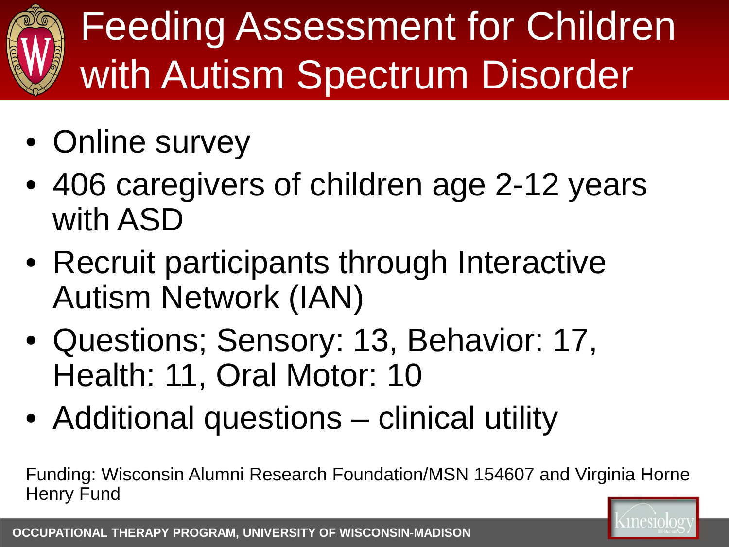# Feeding Assessment for Children with Autism Spectrum Disorder

- Online survey
- 406 caregivers of children age 2-12 years with ASD
- Recruit participants through Interactive Autism Network (IAN)
- Questions; Sensory: 13, Behavior: 17, Health: 11, Oral Motor: 10
- Additional questions – clinical utility

Funding: Wisconsin Alumni Research Foundation/MSN 154607 and Virginia Horne Henry Fund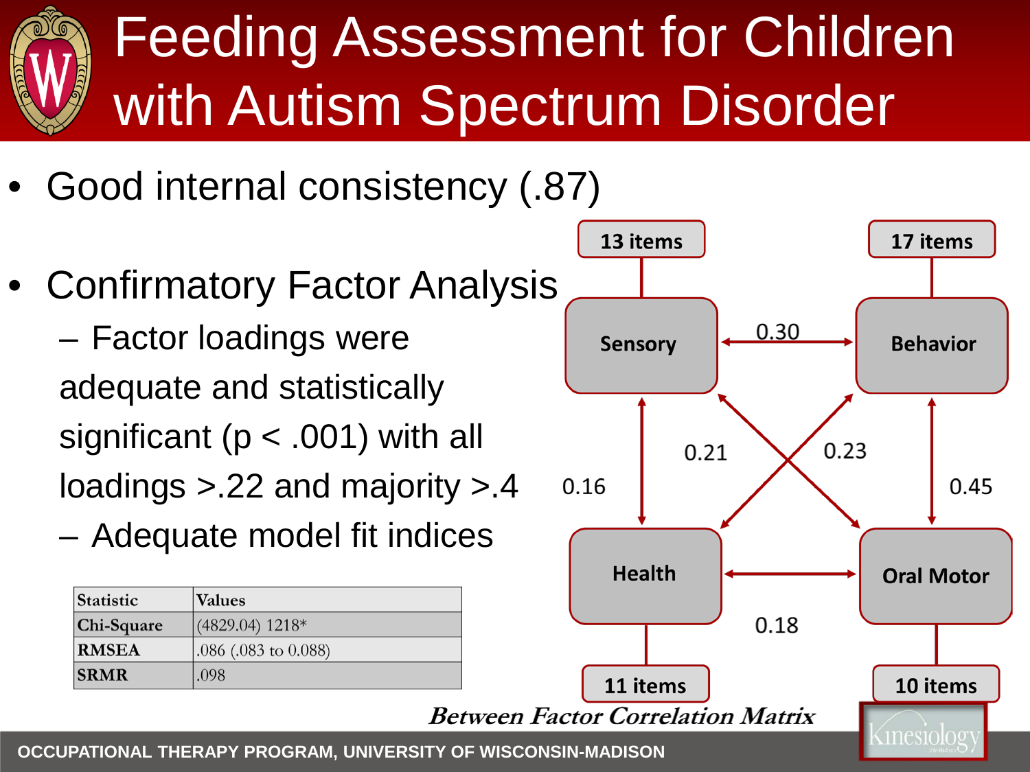# Feeding Assessment for Children with Autism Spectrum Disorder

- Good internal consistency (.87)
- Confirmatory Factor Analysis
  - Factor loadings were adequate and statistically significant ($p < .001$) with all loadings >.22 and majority >.4
  - Adequate model fit indices

| Statistic | Values |
|---|---|
| Chi-Square | (4829.04) 1218* |
| RMSEA | .086 (.083 to 0.088) |
| SRMR | .098 |

| | Sensory (13 items) | Behavior (17 items) | Health (11 items) | Oral Motor (10 items) |
|---|---|---|---|---|
| Sensory | | 0.30 | 0.16 | 0.21 |
| Behavior | 0.30 | | 0.23 | 0.45 |
| Health | 0.16 | 0.23 | | 0.18 |
| Oral Motor | 0.21 | 0.45 | 0.18 | |

*Between Factor Correlation Matrix*

OCCUPATIONAL THERAPY PROGRAM, UNIVERSITY OF WISCONSIN-MADISON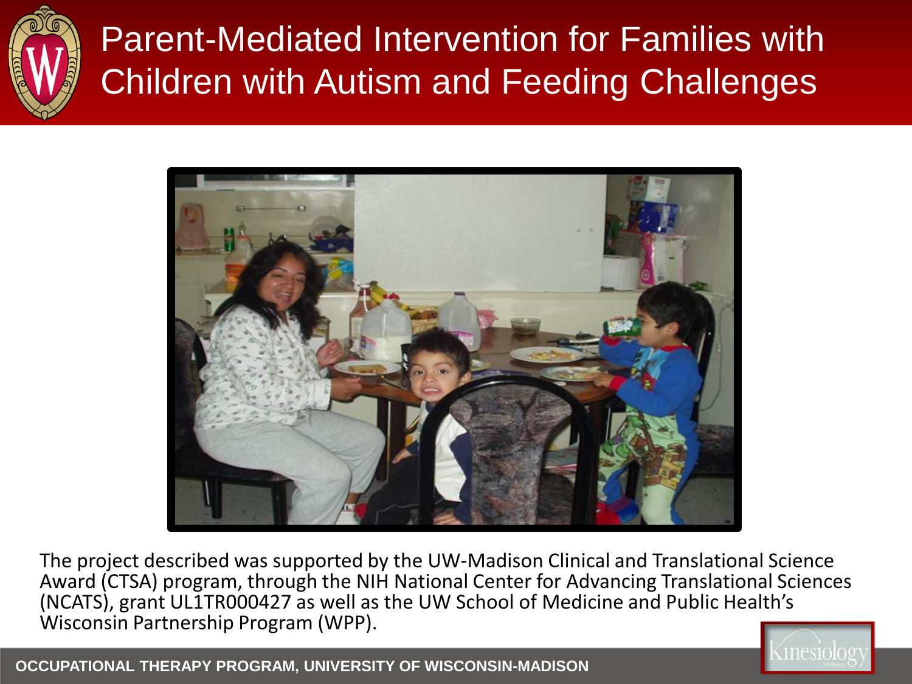# Parent-Mediated Intervention for Families with Children with Autism and Feeding Challenges

The project described was supported by the UW-Madison Clinical and Translational Science Award (CTSA) program, through the NIH National Center for Advancing Translational Sciences (NCATS), grant UL1TR000427 as well as the UW School of Medicine and Public Health's Wisconsin Partnership Program (WPP).

OCCUPATIONAL THERAPY PROGRAM, UNIVERSITY OF WISCONSIN-MADISON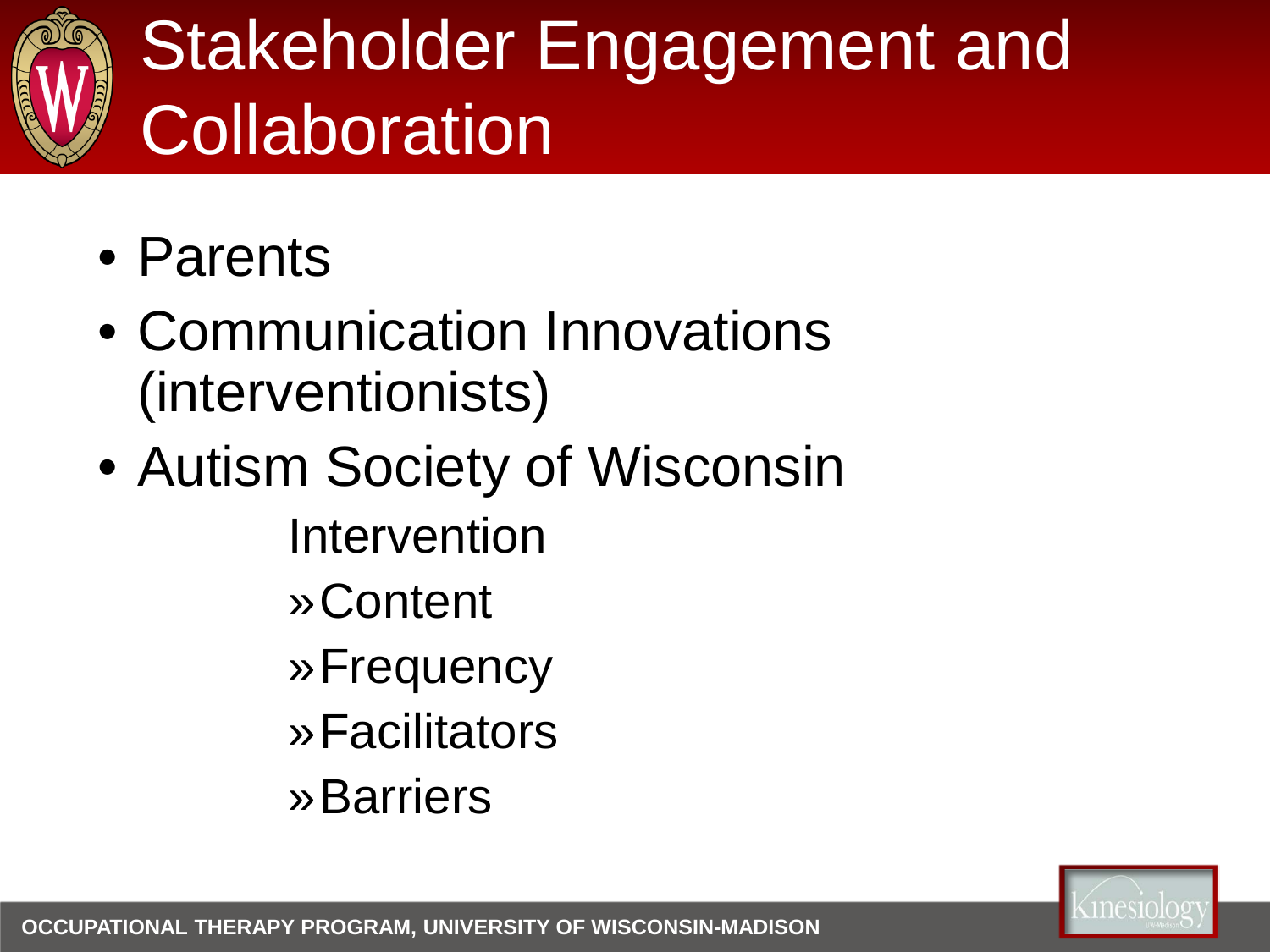# Stakeholder Engagement and Collaboration

- Parents
- Communication Innovations (interventionists)
- Autism Society of Wisconsin
  - Intervention
    - Content
    - Frequency
    - Facilitators
    - Barriers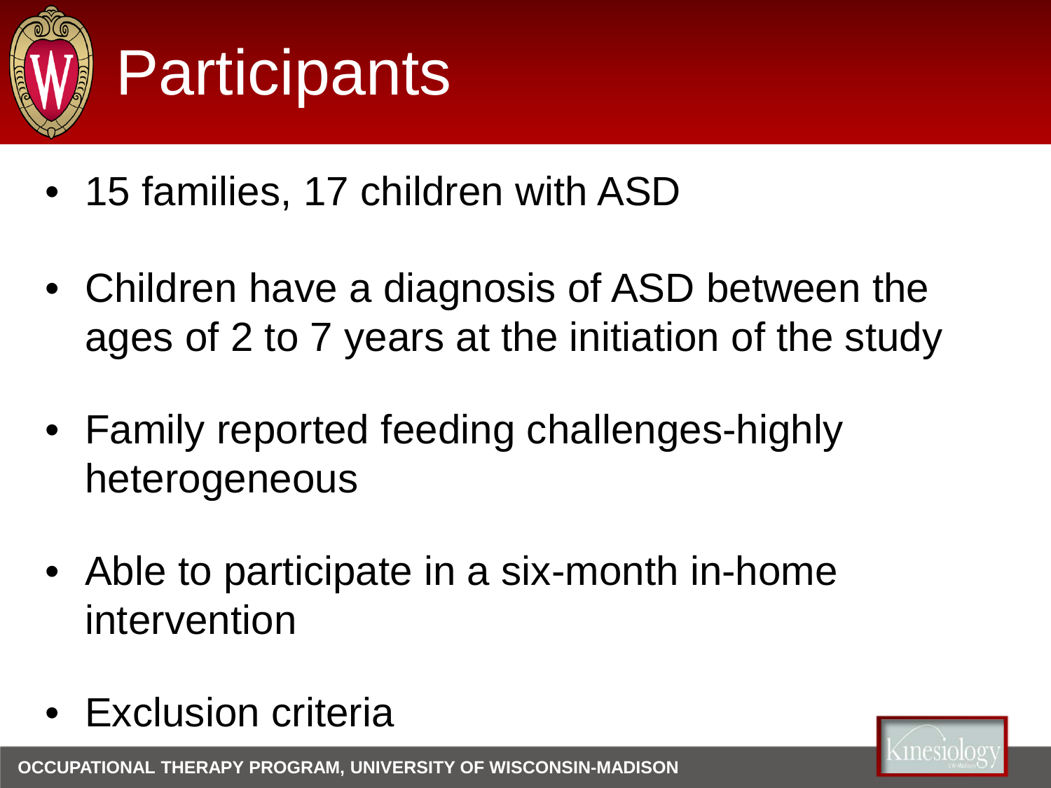# Participants

- 15 families, 17 children with ASD
- Children have a diagnosis of ASD between the ages of 2 to 7 years at the initiation of the study
- Family reported feeding challenges-highly heterogeneous
- Able to participate in a six-month in-home intervention
- Exclusion criteria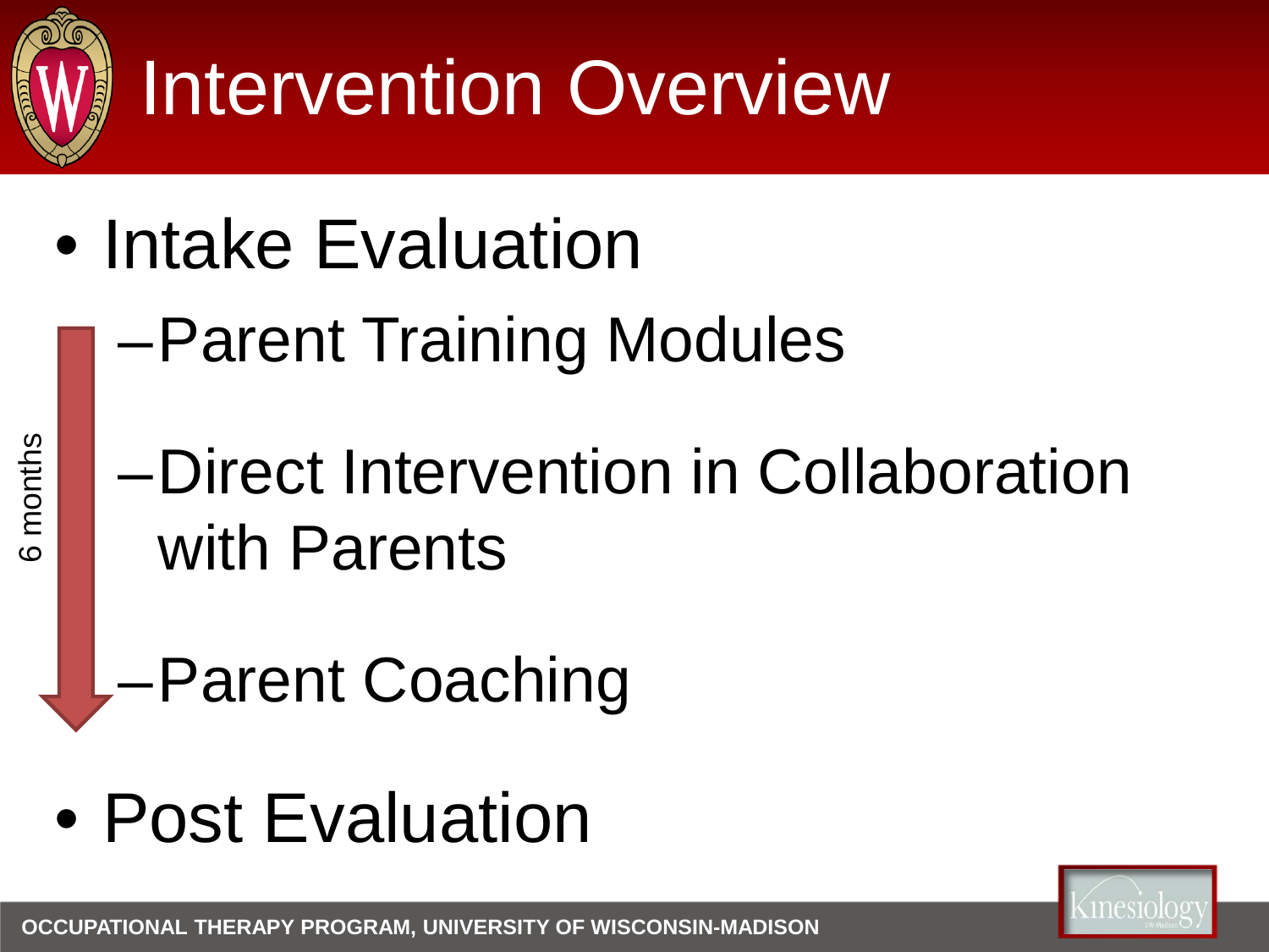# Intervention Overview

- Intake Evaluation
  - Parent Training Modules
  - Direct Intervention in Collaboration with Parents
  - Parent Coaching
- Post Evaluation

6 months

OCCUPATIONAL THERAPY PROGRAM, UNIVERSITY OF WISCONSIN-MADISON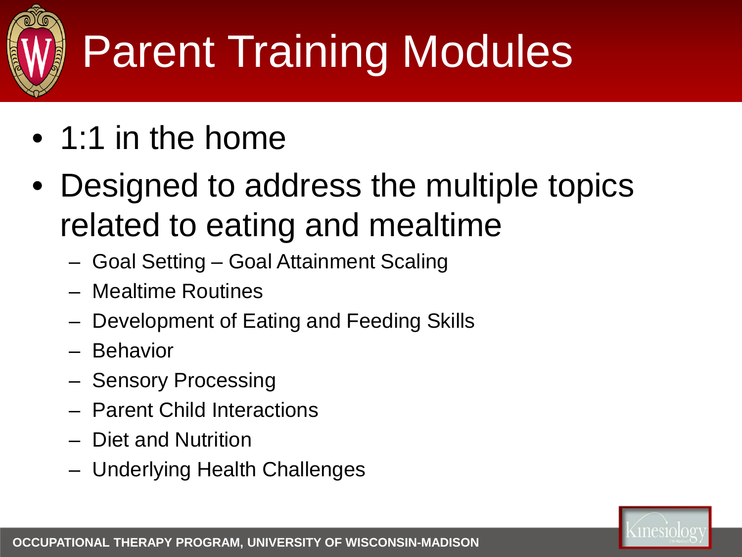# Parent Training Modules

- 1:1 in the home
- Designed to address the multiple topics related to eating and mealtime
  - Goal Setting – Goal Attainment Scaling
  - Mealtime Routines
  - Development of Eating and Feeding Skills
  - Behavior
  - Sensory Processing
  - Parent Child Interactions
  - Diet and Nutrition
  - Underlying Health Challenges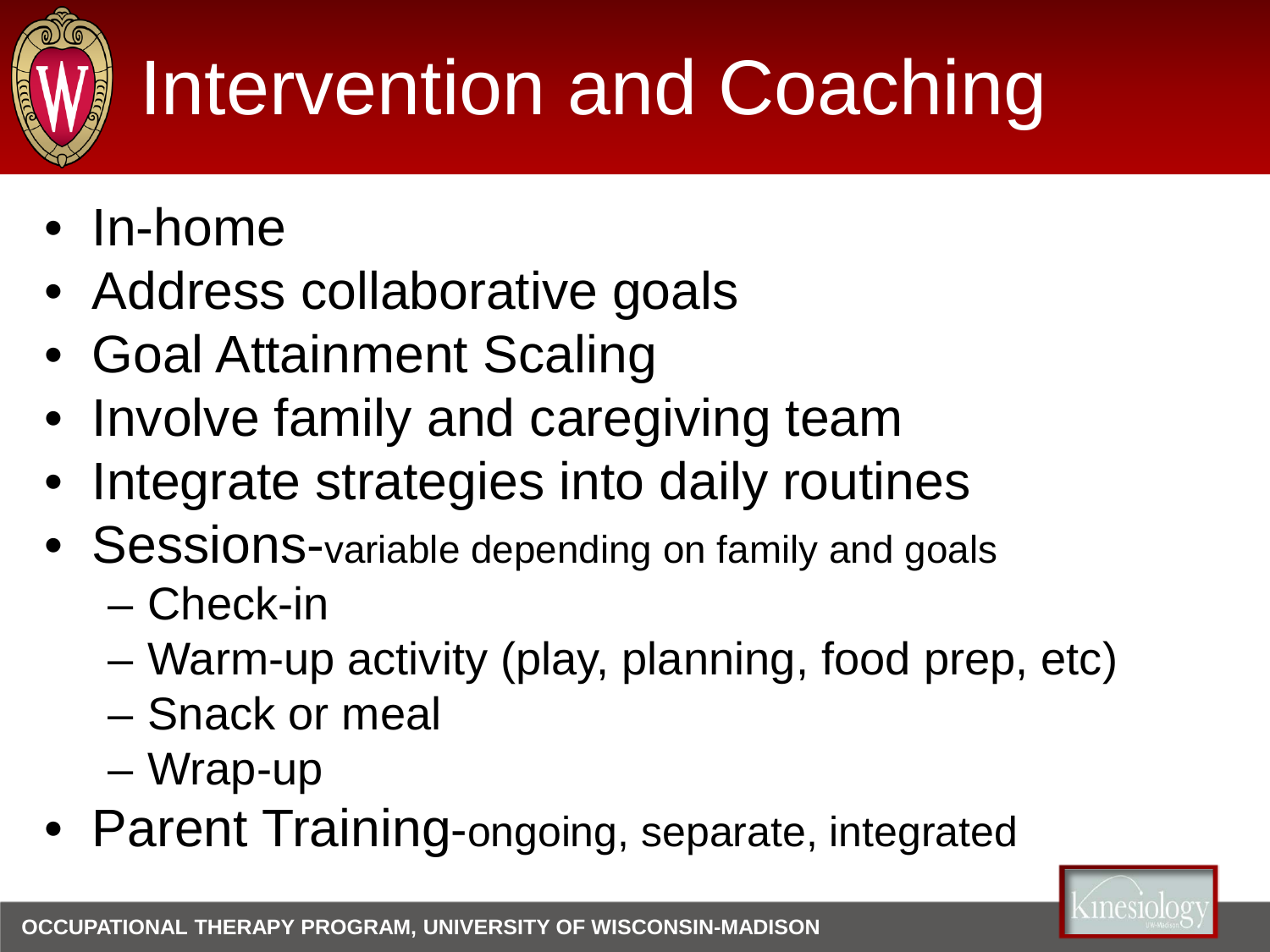# Intervention and Coaching

- In-home
- Address collaborative goals
- Goal Attainment Scaling
- Involve family and caregiving team
- Integrate strategies into daily routines
- Sessions-variable depending on family and goals
  - Check-in
  - Warm-up activity (play, planning, food prep, etc)
  - Snack or meal
  - Wrap-up
- Parent Training-ongoing, separate, integrated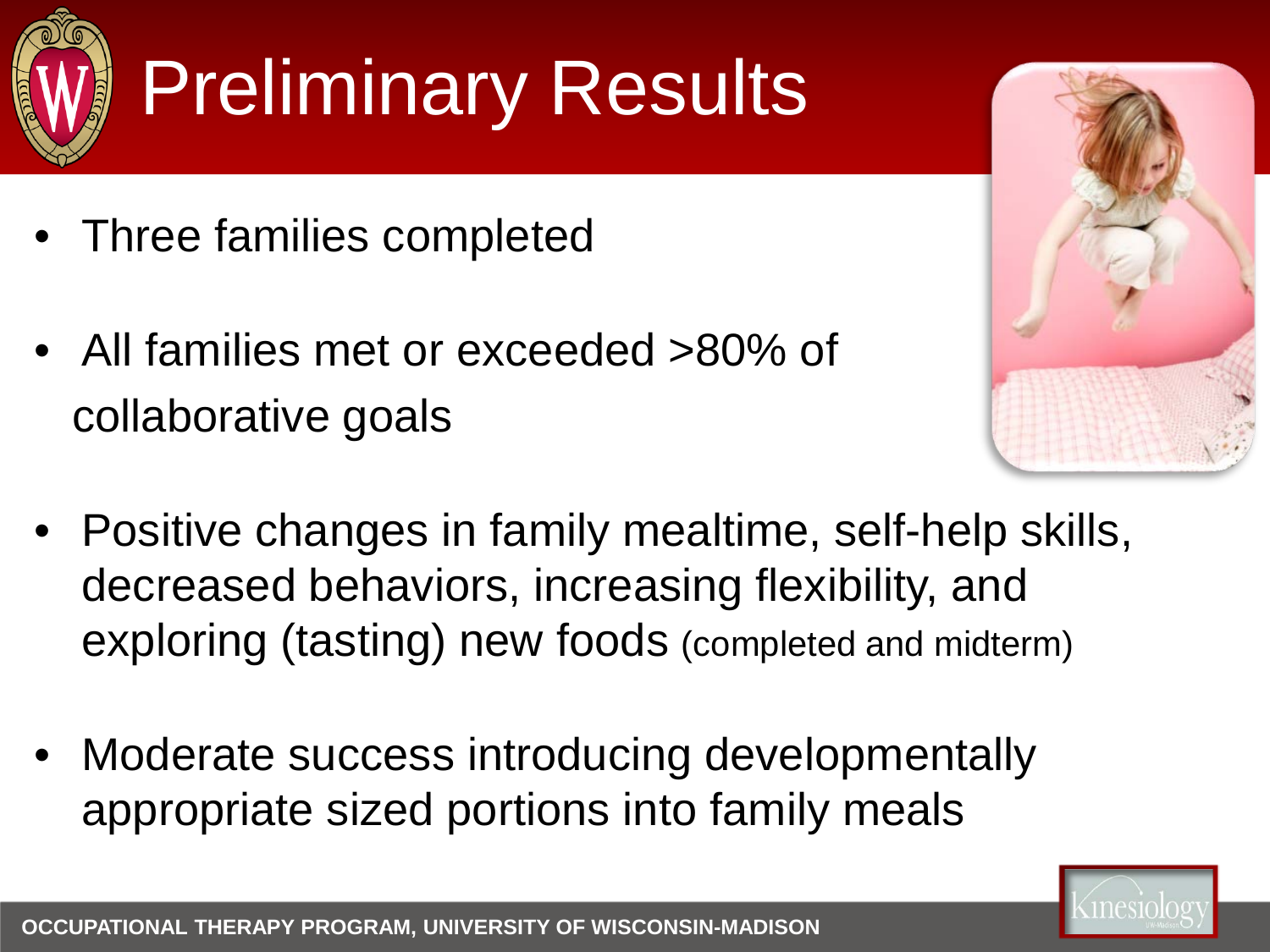# Preliminary Results

- Three families completed
- All families met or exceeded >80% of collaborative goals
- Positive changes in family mealtime, self-help skills, decreased behaviors, increasing flexibility, and exploring (tasting) new foods (completed and midterm)
- Moderate success introducing developmentally appropriate sized portions into family meals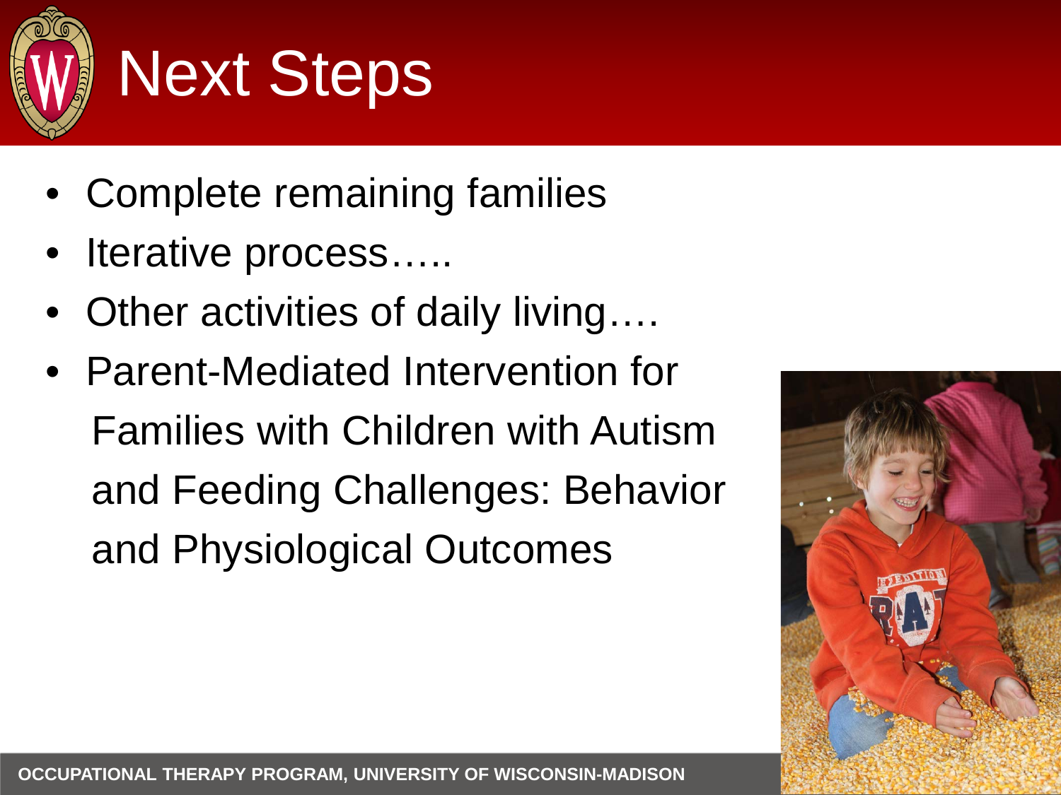# Next Steps

- Complete remaining families
- Iterative process…..
- Other activities of daily living….
- Parent-Mediated Intervention for Families with Children with Autism and Feeding Challenges: Behavior and Physiological Outcomes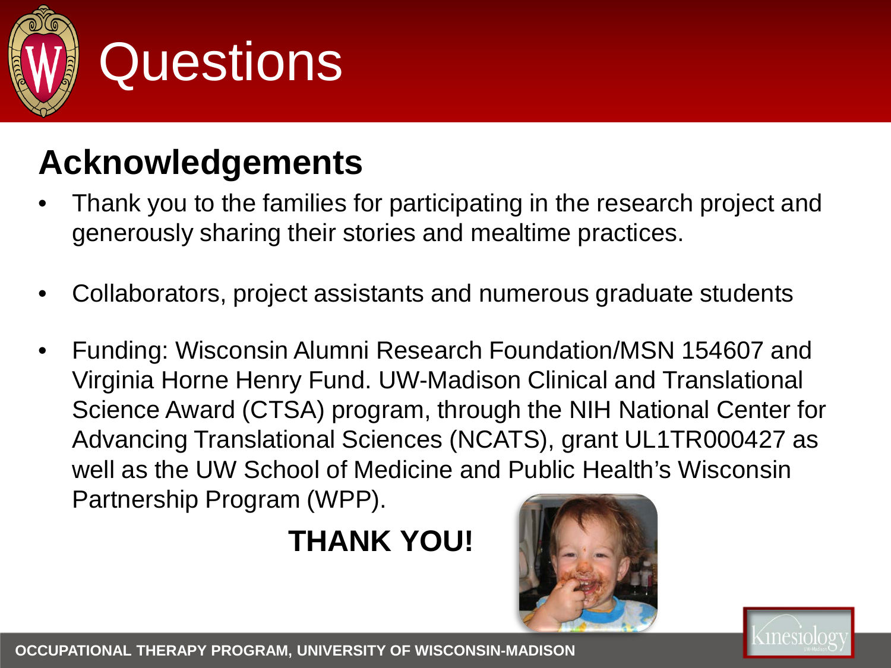# Questions

## Acknowledgements

- Thank you to the families for participating in the research project and generously sharing their stories and mealtime practices.
- Collaborators, project assistants and numerous graduate students
- Funding: Wisconsin Alumni Research Foundation/MSN 154607 and Virginia Horne Henry Fund. UW-Madison Clinical and Translational Science Award (CTSA) program, through the NIH National Center for Advancing Translational Sciences (NCATS), grant UL1TR000427 as well as the UW School of Medicine and Public Health's Wisconsin Partnership Program (WPP).

**THANK YOU!**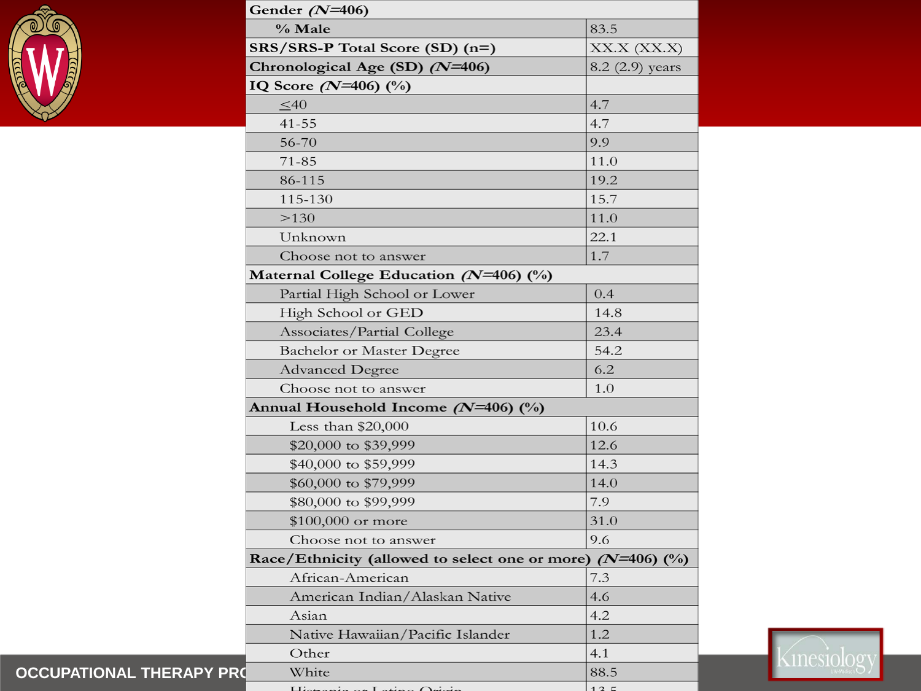| | |
|---|---|
| **Gender (*N*=406)** | |
| **% Male** | 83.5 |
| **SRS/SRS-P Total Score (SD) (n=)** | XX.X (XX.X) |
| **Chronological Age (SD) (*N*=406)** | 8.2 (2.9) years |
| **IQ Score (*N*=406) (%)** | |
| ≤40 | 4.7 |
| 41-55 | 4.7 |
| 56-70 | 9.9 |
| 71-85 | 11.0 |
| 86-115 | 19.2 |
| 115-130 | 15.7 |
| >130 | 11.0 |
| Unknown | 22.1 |
| Choose not to answer | 1.7 |
| **Maternal College Education (*N*=406) (%)** | |
| Partial High School or Lower | 0.4 |
| High School or GED | 14.8 |
| Associates/Partial College | 23.4 |
| Bachelor or Master Degree | 54.2 |
| Advanced Degree | 6.2 |
| Choose not to answer | 1.0 |
| **Annual Household Income (*N*=406) (%)** | |
| Less than $20,000 | 10.6 |
| $20,000 to $39,999 | 12.6 |
| $40,000 to $59,999 | 14.3 |
| $60,000 to $79,999 | 14.0 |
| $80,000 to $99,999 | 7.9 |
| $100,000 or more | 31.0 |
| Choose not to answer | 9.6 |
| **Race/Ethnicity (allowed to select one or more) (*N*=406) (%)** | |
| African-American | 7.3 |
| American Indian/Alaskan Native | 4.6 |
| Asian | 4.2 |
| Native Hawaiian/Pacific Islander | 1.2 |
| Other | 4.1 |
| White | 88.5 |
| Hispanic or Latino Origin | 13.5 |

OCCUPATIONAL THERAPY PRO

Kinesiology